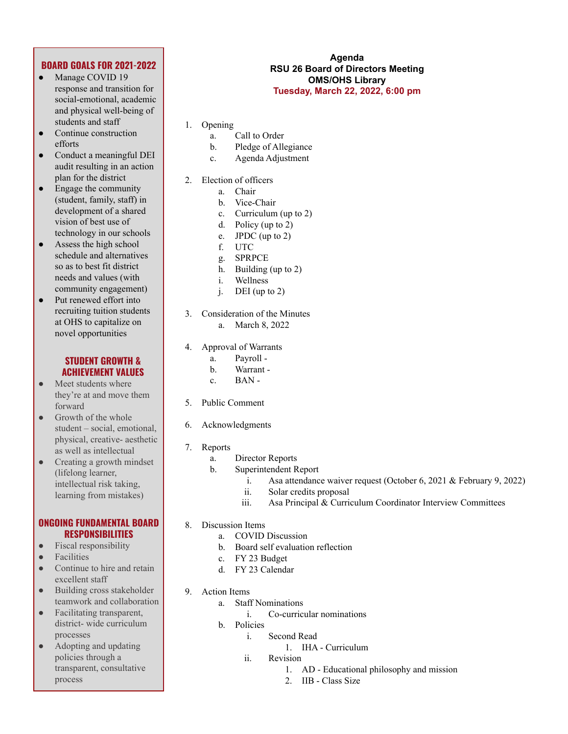**Agenda**
**RSU 26 Board of Directors Meeting**
**OMS/OHS Library**
**Tuesday, March 22, 2022, 6:00 pm**

1. Opening
   a. Call to Order
   b. Pledge of Allegiance
   c. Agenda Adjustment

2. Election of officers
   a. Chair
   b. Vice-Chair
   c. Curriculum (up to 2)
   d. Policy (up to 2)
   e. JPDC (up to 2)
   f. UTC
   g. SPRPCE
   h. Building (up to 2)
   i. Wellness
   j. DEI (up to 2)

3. Consideration of the Minutes
   a. March 8, 2022

4. Approval of Warrants
   a. Payroll -
   b. Warrant -
   c. BAN -

5. Public Comment

6. Acknowledgments

7. Reports
   a. Director Reports
   b. Superintendent Report
      i. Asa attendance waiver request (October 6, 2021 & February 9, 2022)
      ii. Solar credits proposal
      iii. Asa Principal & Curriculum Coordinator Interview Committees

8. Discussion Items
   a. COVID Discussion
   b. Board self evaluation reflection
   c. FY 23 Budget
   d. FY 23 Calendar

9. Action Items
   a. Staff Nominations
      i. Co-curricular nominations
   b. Policies
      i. Second Read
         1. IHA - Curriculum
      ii. Revision
         1. AD - Educational philosophy and mission
         2. IIB - Class Size

## BOARD GOALS FOR 2021-2022

- Manage COVID 19 response and transition for social-emotional, academic and physical well-being of students and staff
- Continue construction efforts
- Conduct a meaningful DEI audit resulting in an action plan for the district
- Engage the community (student, family, staff) in development of a shared vision of best use of technology in our schools
- Assess the high school schedule and alternatives so as to best fit district needs and values (with community engagement)
- Put renewed effort into recruiting tuition students at OHS to capitalize on novel opportunities

## STUDENT GROWTH & ACHIEVEMENT VALUES

- Meet students where they're at and move them forward
- Growth of the whole student – social, emotional, physical, creative- aesthetic as well as intellectual
- Creating a growth mindset (lifelong learner, intellectual risk taking, learning from mistakes)

## ONGOING FUNDAMENTAL BOARD RESPONSIBILITIES

- Fiscal responsibility
- Facilities
- Continue to hire and retain excellent staff
- Building cross stakeholder teamwork and collaboration
- Facilitating transparent, district- wide curriculum processes
- Adopting and updating policies through a transparent, consultative process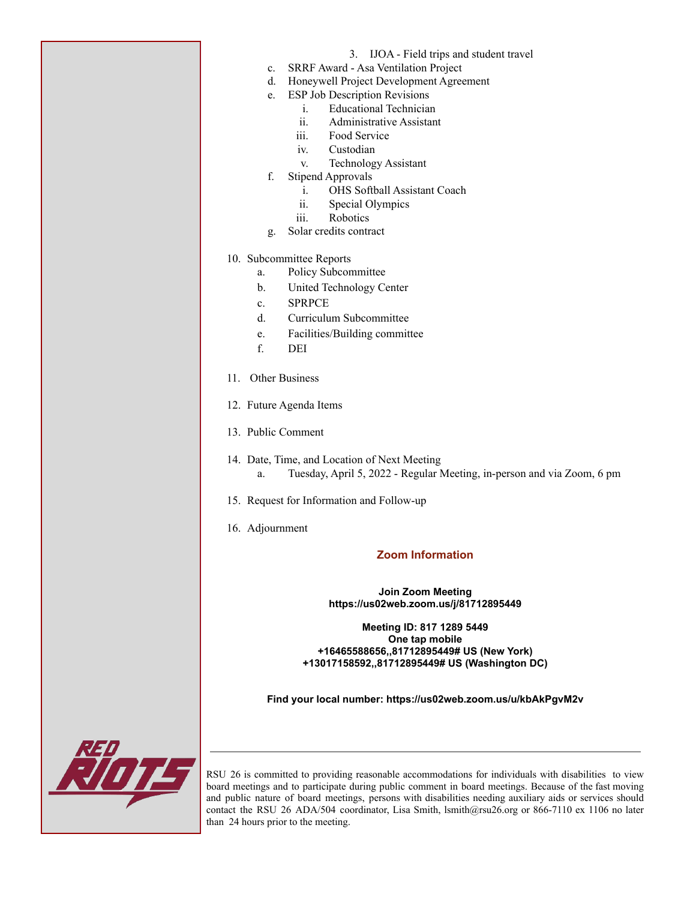3. IJOA - Field trips and student travel
   
   c. SRRF Award - Asa Ventilation Project
   
   d. Honeywell Project Development Agreement
   
   e. ESP Job Description Revisions
      - i. Educational Technician
      - ii. Administrative Assistant
      - iii. Food Service
      - iv. Custodian
      - v. Technology Assistant
   
   f. Stipend Approvals
      - i. OHS Softball Assistant Coach
      - ii. Special Olympics
      - iii. Robotics
   
   g. Solar credits contract

10. Subcommittee Reports
    - a. Policy Subcommittee
    - b. United Technology Center
    - c. SPRPCE
    - d. Curriculum Subcommittee
    - e. Facilities/Building committee
    - f. DEI

11. Other Business

12. Future Agenda Items

13. Public Comment

14. Date, Time, and Location of Next Meeting
    - a. Tuesday, April 5, 2022 - Regular Meeting, in-person and via Zoom, 6 pm

15. Request for Information and Follow-up

16. Adjournment

## Zoom Information

**Join Zoom Meeting**
**https://us02web.zoom.us/j/81712895449**

**Meeting ID: 817 1289 5449**
**One tap mobile**
**+16465588656,,81712895449# US (New York)**
**+13017158592,,81712895449# US (Washington DC)**

**Find your local number: https://us02web.zoom.us/u/kbAkPgvM2v**

RED RIOTS

RSU 26 is committed to providing reasonable accommodations for individuals with disabilities to view board meetings and to participate during public comment in board meetings. Because of the fast moving and public nature of board meetings, persons with disabilities needing auxiliary aids or services should contact the RSU 26 ADA/504 coordinator, Lisa Smith, lsmith@rsu26.org or 866-7110 ex 1106 no later than 24 hours prior to the meeting.